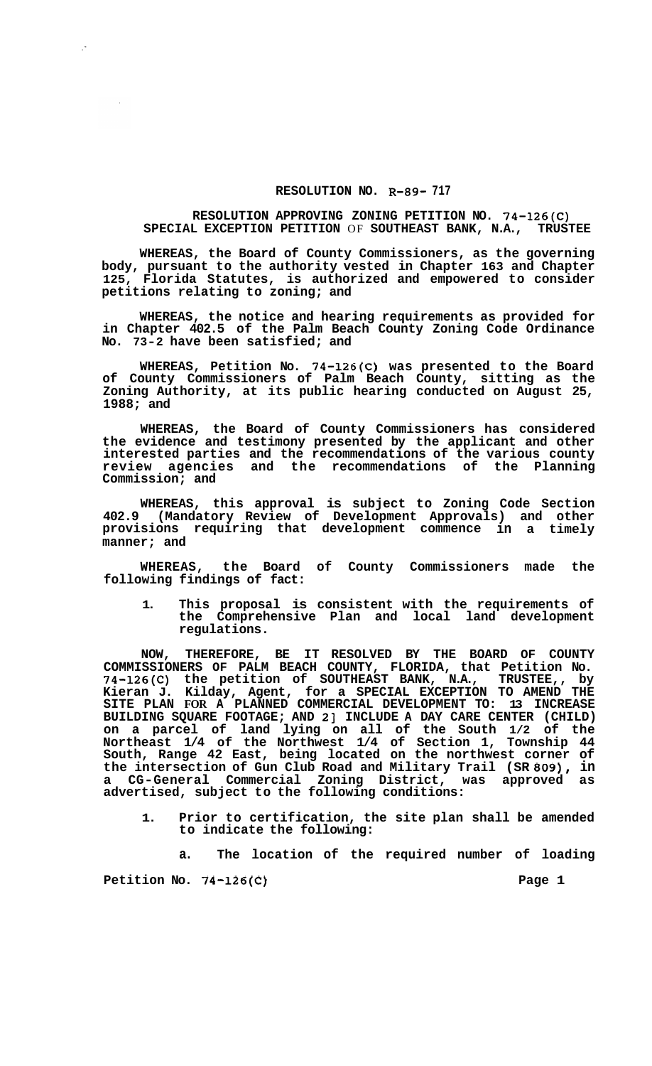**RESOLUTION NO. R-89- 717**

**RESOLUTION APPROVING ZONING PETITION NO. 74-126(C) SPECIAL EXCEPTION PETITION OF SOUTHEAST BANK, N.A., TRUSTEE**

**WHEREAS, the Board of County Commissioners, as the governing body, pursuant to the authority vested in Chapter 163 and Chapter 125, Florida Statutes, is authorized and empowered to consider petitions relating to zoning; and**

**WHEREAS, the notice and hearing requirements as provided for in Chapter 402.5 of the Palm Beach County Zoning Code Ordinance No. 73-2 have been satisfied; and**

**WHEREAS, Petition No. 74-126(C) was presented to the Board of County Commissioners of Palm Beach County, sitting as the Zoning Authority, at its public hearing conducted on August 25, 1988; and**

**WHEREAS, the Board of County Commissioners has considered the evidence and testimony presented by the applicant and other interested parties and the recommendations of the various county review agencies and the recommendations of the Planning Commission; and**

**WHEREAS, this approval is subject to Zoning Code Section 402.9 (Mandatory Review of Development Approvals) and other provisions requiring that development commence in a timely manner; and**

**WHEREAS, the Board of County Commissioners made the following findings of fact:**

1. **This proposal is consistent with the requirements of the Comprehensive Plan and local land development regulations.**

**NOW, THEREFORE, BE IT RESOLVED BY THE BOARD OF COUNTY COMMISSIONERS OF PALM BEACH COUNTY, FLORIDA, that Petition No. 74-126(C) the petition of SOUTHEAST BANK, N.A., TRUSTEE,, by Kieran J. Kilday, Agent, for a SPECIAL EXCEPTION TO AMEND THE SITE PLAN FOR A PLANNED COMMERCIAL DEVELOPMENT TO: 1] INCREASE BUILDING SQUARE FOOTAGE; AND 2] INCLUDE A DAY CARE CENTER (CHILD) on a parcel of land lying on all of the South 1/2 of the Northeast 1/4 of the Northwest 1/4 of Section 1, Township 44 South, Range 42 East, being located on the northwest corner of the intersection of Gun Club Road and Military Trail (SR 809), in a CG-General Commercial Zoning District, was approved as advertised, subject to the following conditions:**

1. **Prior to certification, the site plan shall be amended to indicate the following:**

   a. **The location of the required number of loading**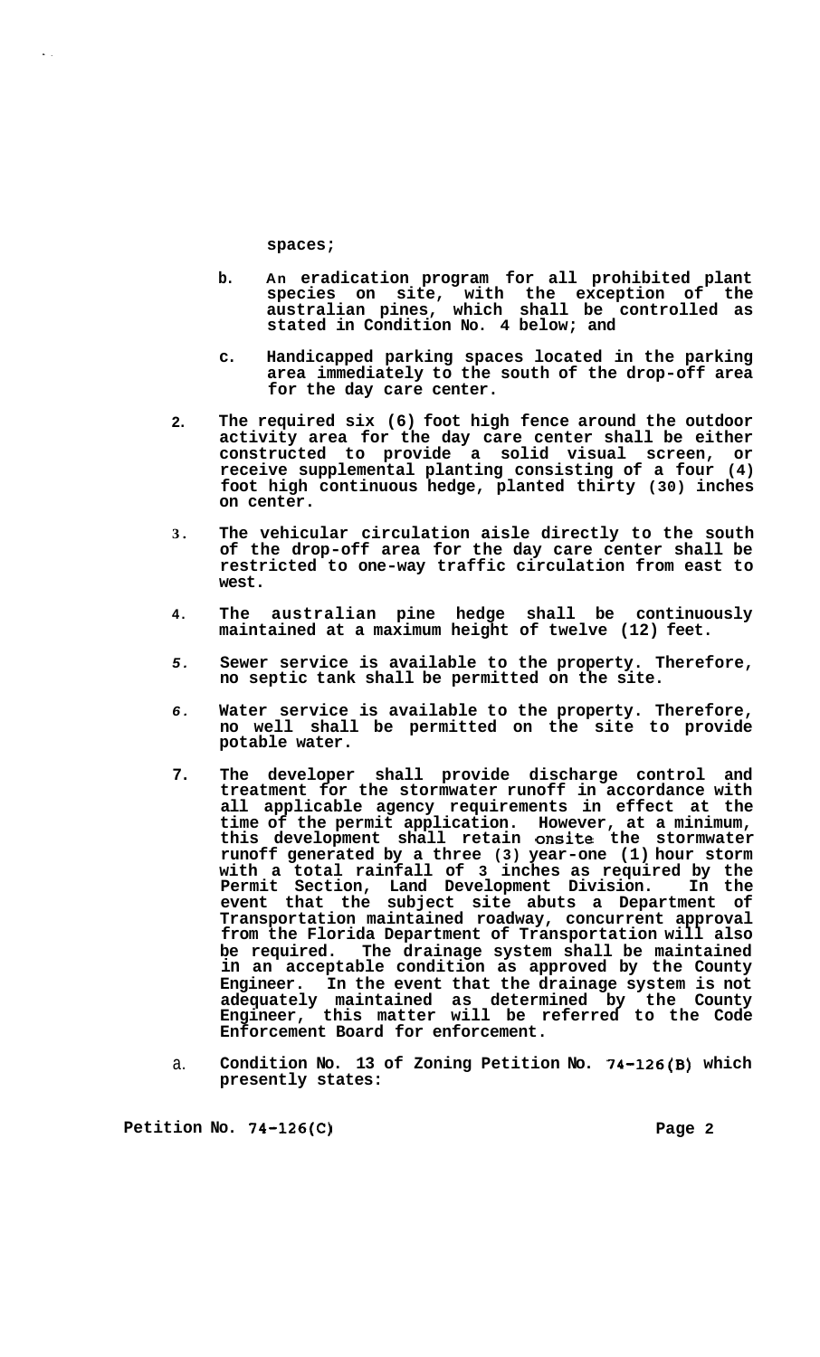spaces;

b. An eradication program for all prohibited plant species on site, with the exception of the australian pines, which shall be controlled as stated in Condition No. 4 below; and

c. Handicapped parking spaces located in the parking area immediately to the south of the drop-off area for the day care center.

2. The required six (6) foot high fence around the outdoor activity area for the day care center shall be either constructed to provide a solid visual screen, or receive supplemental planting consisting of a four (4) foot high continuous hedge, planted thirty (30) inches on center.

3. The vehicular circulation aisle directly to the south of the drop-off area for the day care center shall be restricted to one-way traffic circulation from east to west.

4. The australian pine hedge shall be continuously maintained at a maximum height of twelve (12) feet.

5. Sewer service is available to the property. Therefore, no septic tank shall be permitted on the site.

6. Water service is available to the property. Therefore, no well shall be permitted on the site to provide potable water.

7. The developer shall provide discharge control and treatment for the stormwater runoff in accordance with all applicable agency requirements in effect at the time of the permit application. However, at a minimum, this development shall retain onsite the stormwater runoff generated by a three (3) year-one (1) hour storm with a total rainfall of 3 inches as required by the Permit Section, Land Development Division. In the event that the subject site abuts a Department of Transportation maintained roadway, concurrent approval from the Florida Department of Transportation will also be required. The drainage system shall be maintained in an acceptable condition as approved by the County Engineer. In the event that the drainage system is not adequately maintained as determined by the County Engineer, this matter will be referred to the Code Enforcement Board for enforcement.

a. Condition No. 13 of Zoning Petition No. 74-126(B) which presently states:

Petition No. 74-126(C)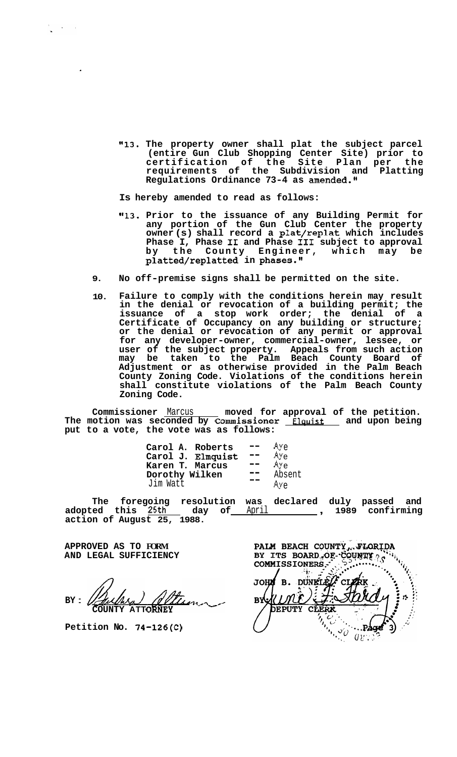"13. The property owner shall plat the subject parcel (entire Gun Club Shopping Center Site) prior to certification of the Site Plan per the requirements of the Subdivision and Platting Regulations Ordinance 73-4 as amended."

Is hereby amended to read as follows:

"13. Prior to the issuance of any Building Permit for any portion of the Gun Club Center the property owner(s) shall record a plat/replat which includes Phase I, Phase II and Phase III subject to approval by the County Engineer, which may be platted/replatted in phases."

9. No off-premise signs shall be permitted on the site.

10. Failure to comply with the conditions herein may result in the denial or revocation of a building permit; the issuance of a stop work order; the denial of a Certificate of Occupancy on any building or structure; or the denial or revocation of any permit or approval for any developer-owner, commercial-owner, lessee, or user of the subject property. Appeals from such action may be taken to the Palm Beach County Board of Adjustment or as otherwise provided in the Palm Beach County Zoning Code. Violations of the conditions herein shall constitute violations of the Palm Beach County Zoning Code.

Commissioner Marcus moved for approval of the petition. The motion was seconded by Commissioner Elquist and upon being put to a vote, the vote was as follows:

| | | |
|---|---|---|
| Carol A. Roberts | -- | Aye |
| Carol J. Elmquist | -- | Aye |
| Karen T. Marcus | -- | Aye |
| Dorothy Wilken | -- | Absent |
| Jim Watt | -- | Aye |

The foregoing resolution was declared duly passed and adopted this 25th day of April, 1989 confirming action of August 25, 1988.

APPROVED AS TO FORM
AND LEGAL SUFFICIENCY

BY: COUNTY ATTORNEY

Petition No. 74-126(C)

PALM BEACH COUNTY, FLORIDA
BY ITS BOARD OF COUNTY COMMISSIONERS

JOHN B. DUNKLE, CLERK

BY: DEPUTY CLERK